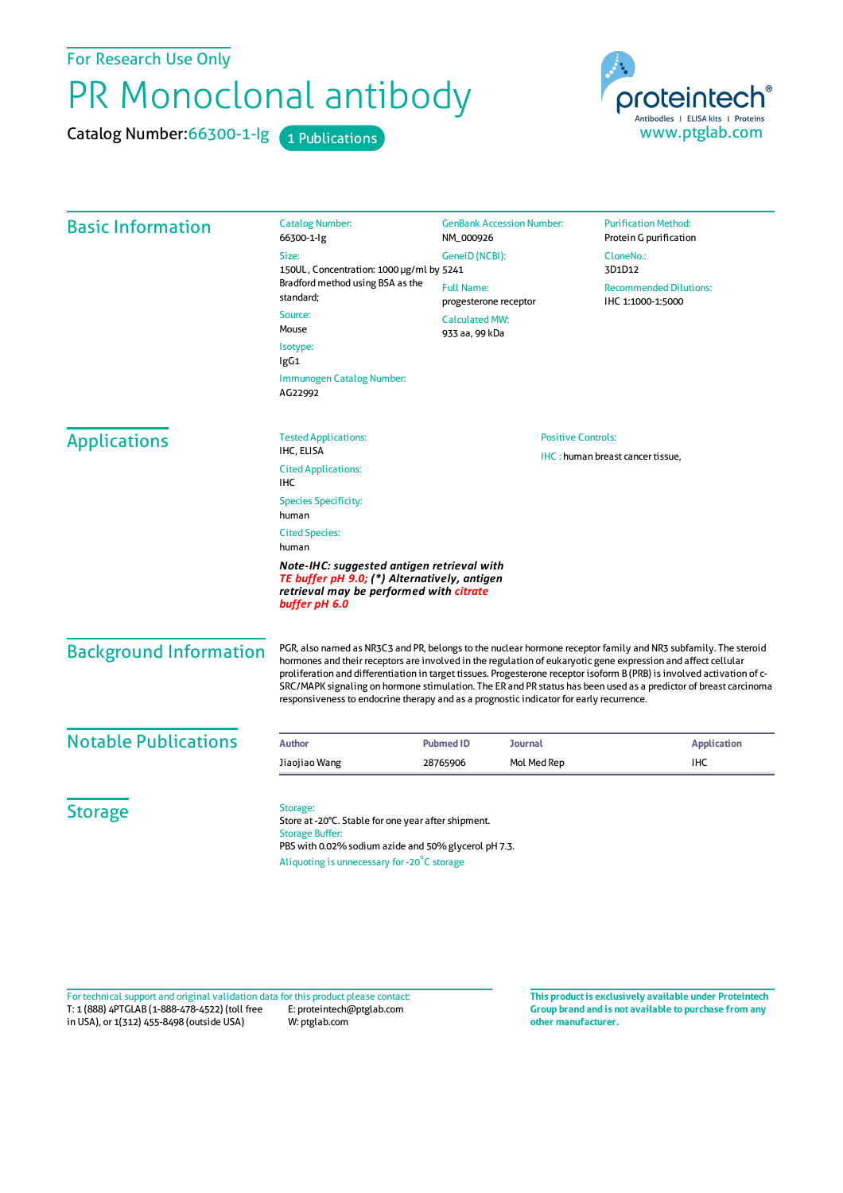For Research Use Only

# PR Monoclonal antibody

Catalog Number:66300-1-Ig 1 Publications

proteintech® Antibodies | ELISA kits | Proteins www.ptglab.com

## Basic Information

Catalog Number:
66300-1-Ig

Size:
150UL , Concentration: 1000 μg/ml by Bradford method using BSA as the standard;

Source:
Mouse

Isotype:
IgG1

Immunogen Catalog Number:
AG22992

GenBank Accession Number:
NM_000926

GeneID (NCBI):
5241

Full Name:
progesterone receptor

Calculated MW:
933 aa, 99 kDa

Purification Method:
Protein G purification

CloneNo.:
3D1D12

Recommended Dilutions:
IHC 1:1000-1:5000

## Applications

Tested Applications:
IHC, ELISA

Cited Applications:
IHC

Species Specificity:
human

Cited Species:
human

***Note-IHC: suggested antigen retrieval with TE buffer pH 9.0; (\*) Alternatively, antigen retrieval may be performed with citrate buffer pH 6.0***

Positive Controls:

IHC : human breast cancer tissue,

## Background Information

PGR, also named as NR3C3 and PR, belongs to the nuclear hormone receptor family and NR3 subfamily. The steroid hormones and their receptors are involved in the regulation of eukaryotic gene expression and affect cellular proliferation and differentiation in target tissues. Progesterone receptor isoform B (PRB) is involved activation of c-SRC/MAPK signaling on hormone stimulation. The ER and PR status has been used as a predictor of breast carcinoma responsiveness to endocrine therapy and as a prognostic indicator for early recurrence.

## Notable Publications

| Author | Pubmed ID | Journal | Application |
|---|---|---|---|
| Jiaojiao Wang | 28765906 | Mol Med Rep | IHC |

## Storage

Storage:
Store at -20°C. Stable for one year after shipment.

Storage Buffer:
PBS with 0.02% sodium azide and 50% glycerol pH 7.3.

Aliquoting is unnecessary for -20°C storage

For technical support and original validation data for this product please contact:
T: 1 (888) 4PTGLAB (1-888-478-4522) (toll free in USA), or 1(312) 455-8498 (outside USA)
E: proteintech@ptglab.com
W: ptglab.com

**This product is exclusively available under Proteintech Group brand and is not available to purchase from any other manufacturer.**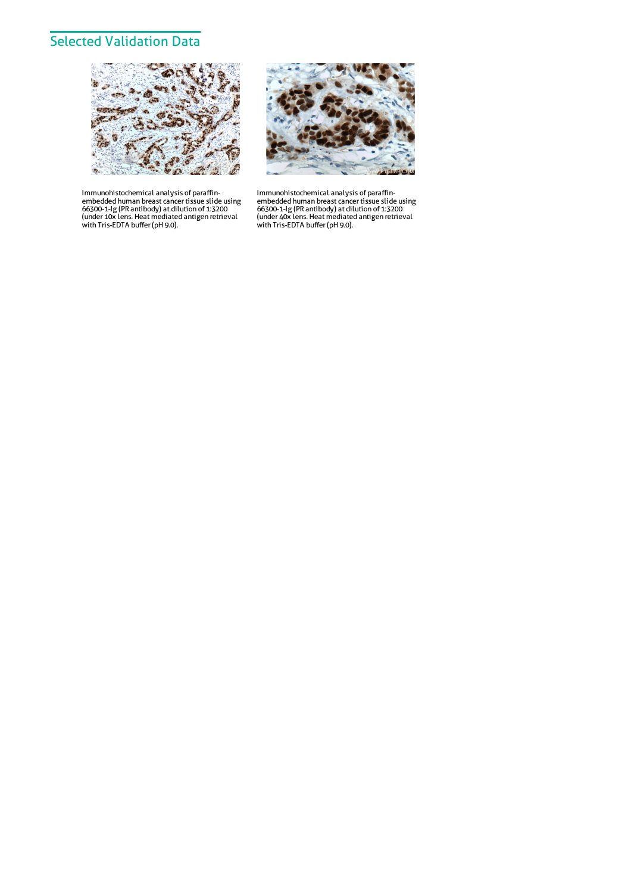## Selected Validation Data

Immunohistochemical analysis of paraffin-embedded human breast cancer tissue slide using 66300-1-Ig (PR antibody) at dilution of 1:3200 (under 10x lens. Heat mediated antigen retrieval with Tris-EDTA buffer (pH 9.0).

Immunohistochemical analysis of paraffin-embedded human breast cancer tissue slide using 66300-1-Ig (PR antibody) at dilution of 1:3200 (under 40x lens. Heat mediated antigen retrieval with Tris-EDTA buffer (pH 9.0).